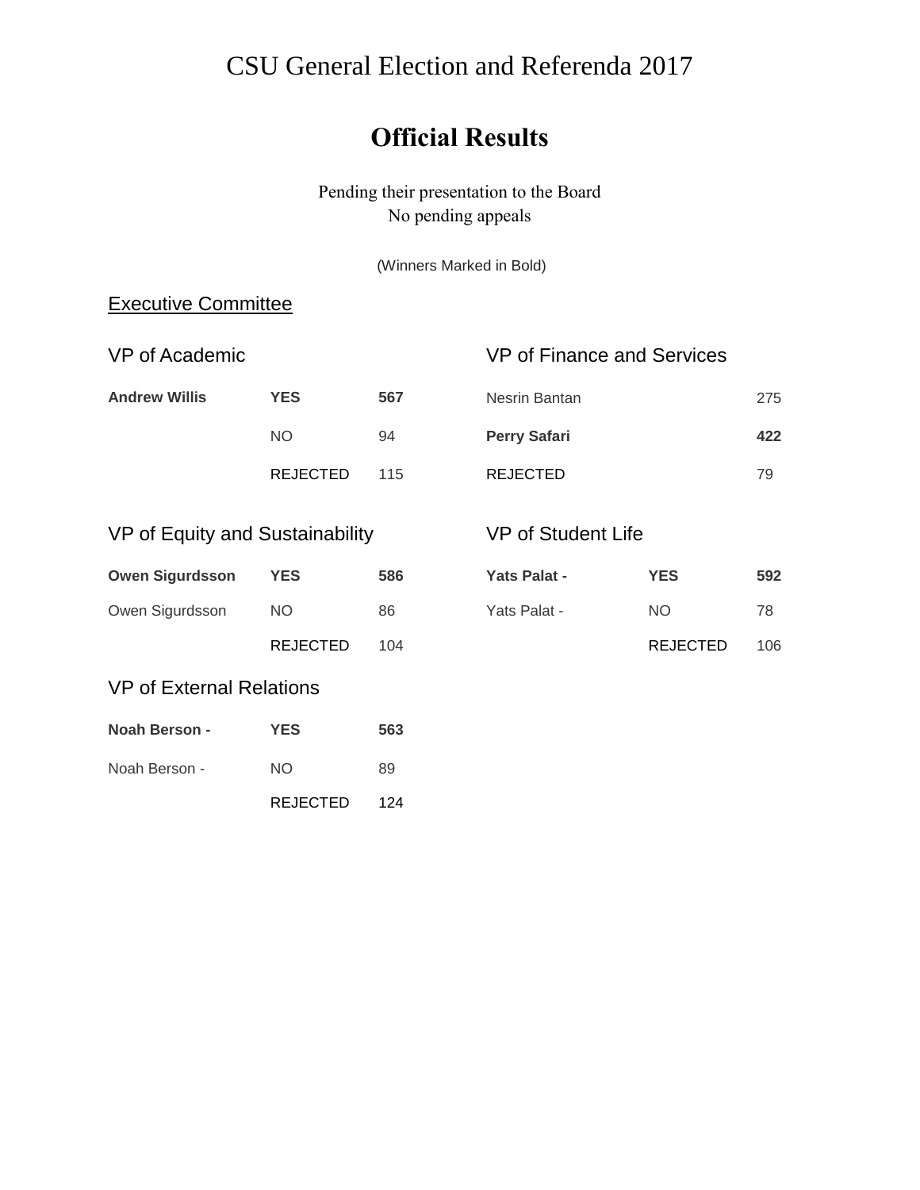# CSU General Election and Referenda 2017

## Official Results

Pending their presentation to the Board
No pending appeals

(Winners Marked in Bold)

### Executive Committee

#### VP of Academic

| | | |
|---|---|---|
| **Andrew Willis** | **YES** | **567** |
| | NO | 94 |
| | REJECTED | 115 |

#### VP of Finance and Services

| | |
|---|---|
| Nesrin Bantan | 275 |
| **Perry Safari** | **422** |
| REJECTED | 79 |

#### VP of Equity and Sustainability

| | | |
|---|---|---|
| **Owen Sigurdsson** | **YES** | **586** |
| Owen Sigurdsson | NO | 86 |
| | REJECTED | 104 |

#### VP of Student Life

| | | |
|---|---|---|
| **Yats Palat -** | **YES** | **592** |
| Yats Palat - | NO | 78 |
| | REJECTED | 106 |

#### VP of External Relations

| | | |
|---|---|---|
| **Noah Berson -** | **YES** | **563** |
| Noah Berson - | NO | 89 |
| | REJECTED | 124 |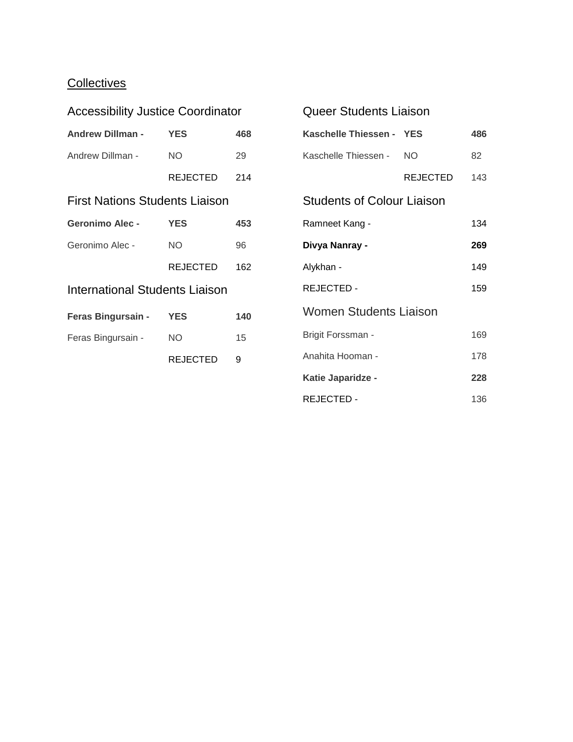<u>Collectives</u>

## Accessibility Justice Coordinator

| | | |
|---|---|---|
| **Andrew Dillman -** | **YES** | **468** |
| Andrew Dillman - | NO | 29 |
| | REJECTED | 214 |

## First Nations Students Liaison

| | | |
|---|---|---|
| **Geronimo Alec -** | **YES** | **453** |
| Geronimo Alec - | NO | 96 |
| | REJECTED | 162 |

## International Students Liaison

| | | |
|---|---|---|
| **Feras Bingursain -** | **YES** | **140** |
| Feras Bingursain - | NO | 15 |
| | REJECTED | 9 |

## Queer Students Liaison

| | | |
|---|---|---|
| **Kaschelle Thiessen -** | **YES** | **486** |
| Kaschelle Thiessen - | NO | 82 |
| | REJECTED | 143 |

## Students of Colour Liaison

| | |
|---|---|
| Ramneet Kang - | 134 |
| **Divya Nanray -** | **269** |
| Alykhan - | 149 |
| REJECTED - | 159 |

## Women Students Liaison

| | |
|---|---|
| Brigit Forssman - | 169 |
| Anahita Hooman - | 178 |
| **Katie Japaridze -** | **228** |
| REJECTED - | 136 |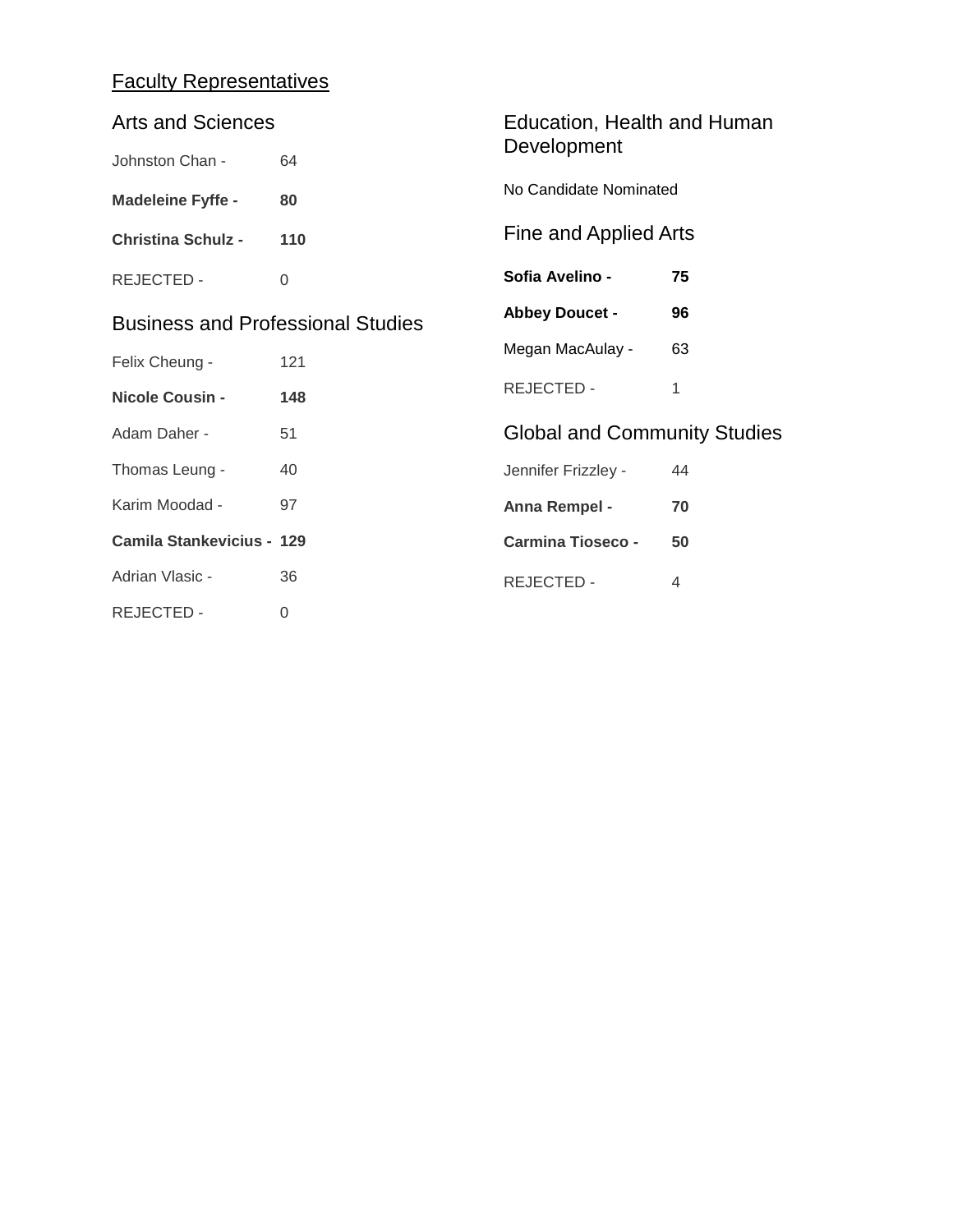## Faculty Representatives

### Arts and Sciences

Johnston Chan - 64

**Madeleine Fyffe - 80**

**Christina Schulz - 110**

REJECTED - 0

### Business and Professional Studies

Felix Cheung - 121

**Nicole Cousin - 148**

Adam Daher - 51

Thomas Leung - 40

Karim Moodad - 97

**Camila Stankevicius - 129**

Adrian Vlasic - 36

REJECTED - 0

### Education, Health and Human Development

No Candidate Nominated

### Fine and Applied Arts

**Sofia Avelino - 75**

**Abbey Doucet - 96**

Megan MacAulay - 63

REJECTED - 1

### Global and Community Studies

Jennifer Frizzley - 44

**Anna Rempel - 70**

**Carmina Tioseco - 50**

REJECTED - 4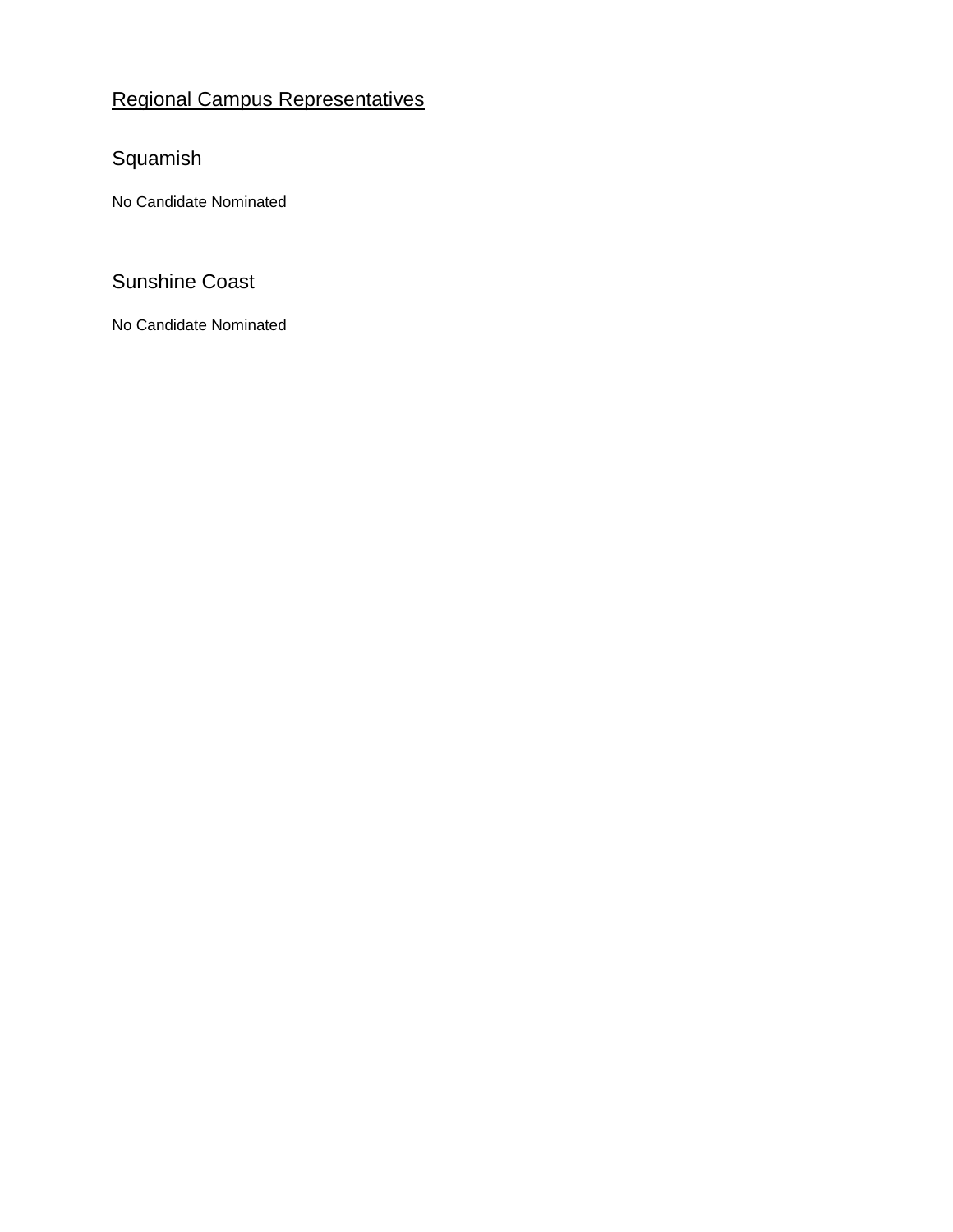## Regional Campus Representatives

### Squamish

No Candidate Nominated

### Sunshine Coast

No Candidate Nominated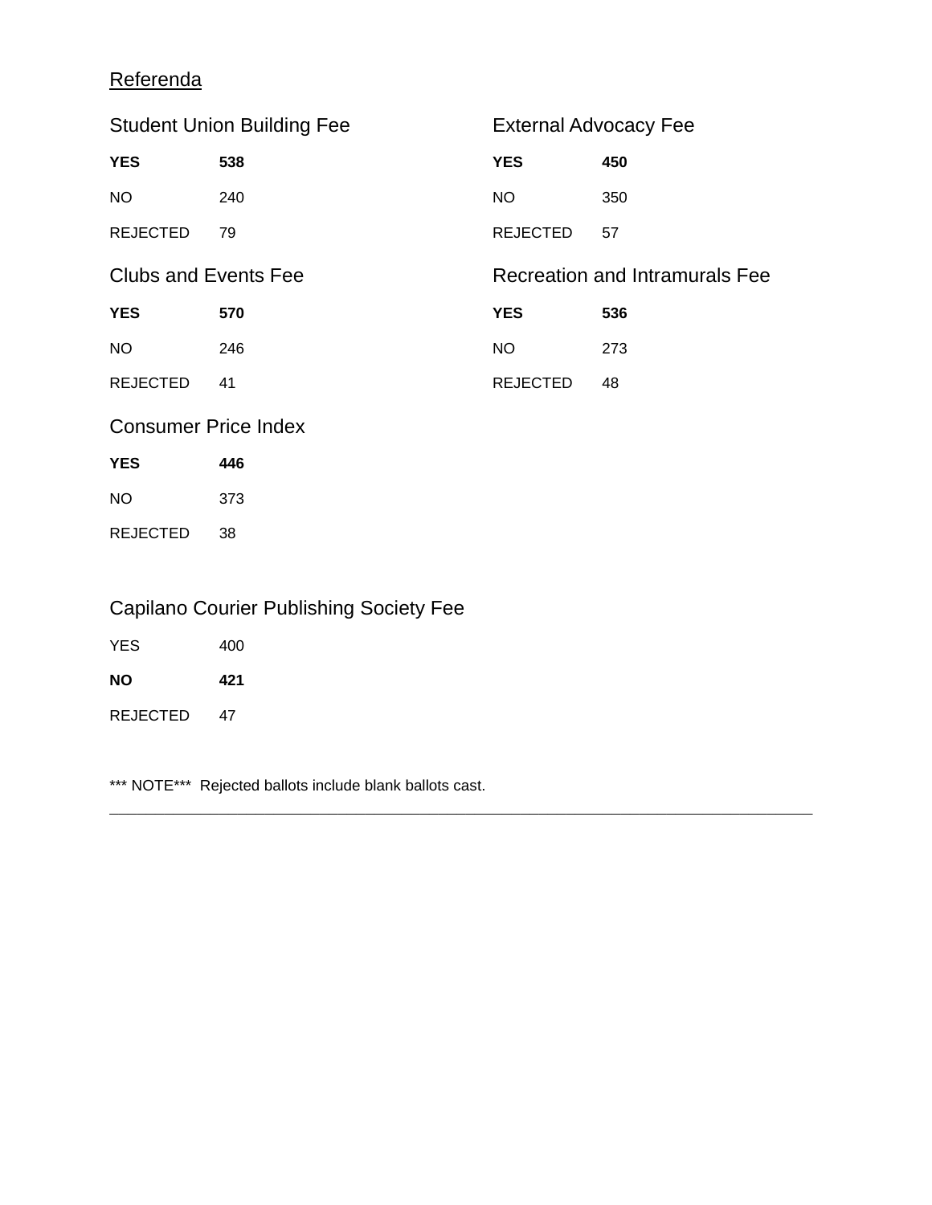## Referenda

### Student Union Building Fee

| | |
|---|---|
| **YES** | **538** |
| NO | 240 |
| REJECTED | 79 |

### External Advocacy Fee

| | |
|---|---|
| **YES** | **450** |
| NO | 350 |
| REJECTED | 57 |

### Clubs and Events Fee

| | |
|---|---|
| **YES** | **570** |
| NO | 246 |
| REJECTED | 41 |

### Recreation and Intramurals Fee

| | |
|---|---|
| **YES** | **536** |
| NO | 273 |
| REJECTED | 48 |

### Consumer Price Index

| | |
|---|---|
| **YES** | **446** |
| NO | 373 |
| REJECTED | 38 |

### Capilano Courier Publishing Society Fee

| | |
|---|---|
| YES | 400 |
| **NO** | **421** |
| REJECTED | 47 |

*** NOTE*** Rejected ballots include blank ballots cast.

---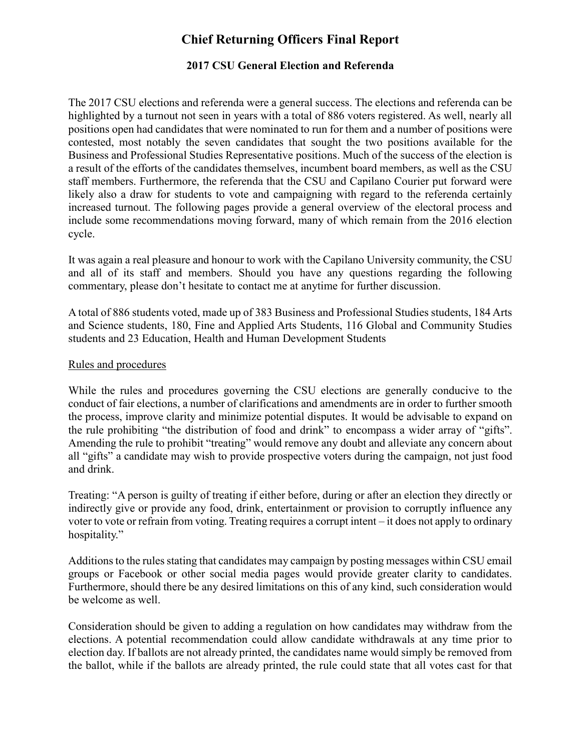# Chief Returning Officers Final Report

### 2017 CSU General Election and Referenda

The 2017 CSU elections and referenda were a general success. The elections and referenda can be highlighted by a turnout not seen in years with a total of 886 voters registered. As well, nearly all positions open had candidates that were nominated to run for them and a number of positions were contested, most notably the seven candidates that sought the two positions available for the Business and Professional Studies Representative positions. Much of the success of the election is a result of the efforts of the candidates themselves, incumbent board members, as well as the CSU staff members. Furthermore, the referenda that the CSU and Capilano Courier put forward were likely also a draw for students to vote and campaigning with regard to the referenda certainly increased turnout. The following pages provide a general overview of the electoral process and include some recommendations moving forward, many of which remain from the 2016 election cycle.

It was again a real pleasure and honour to work with the Capilano University community, the CSU and all of its staff and members. Should you have any questions regarding the following commentary, please don't hesitate to contact me at anytime for further discussion.

A total of 886 students voted, made up of 383 Business and Professional Studies students, 184 Arts and Science students, 180, Fine and Applied Arts Students, 116 Global and Community Studies students and 23 Education, Health and Human Development Students

<u>Rules and procedures</u>

While the rules and procedures governing the CSU elections are generally conducive to the conduct of fair elections, a number of clarifications and amendments are in order to further smooth the process, improve clarity and minimize potential disputes. It would be advisable to expand on the rule prohibiting "the distribution of food and drink" to encompass a wider array of "gifts". Amending the rule to prohibit "treating" would remove any doubt and alleviate any concern about all "gifts" a candidate may wish to provide prospective voters during the campaign, not just food and drink.

Treating: "A person is guilty of treating if either before, during or after an election they directly or indirectly give or provide any food, drink, entertainment or provision to corruptly influence any voter to vote or refrain from voting. Treating requires a corrupt intent – it does not apply to ordinary hospitality."

Additions to the rules stating that candidates may campaign by posting messages within CSU email groups or Facebook or other social media pages would provide greater clarity to candidates. Furthermore, should there be any desired limitations on this of any kind, such consideration would be welcome as well.

Consideration should be given to adding a regulation on how candidates may withdraw from the elections. A potential recommendation could allow candidate withdrawals at any time prior to election day. If ballots are not already printed, the candidates name would simply be removed from the ballot, while if the ballots are already printed, the rule could state that all votes cast for that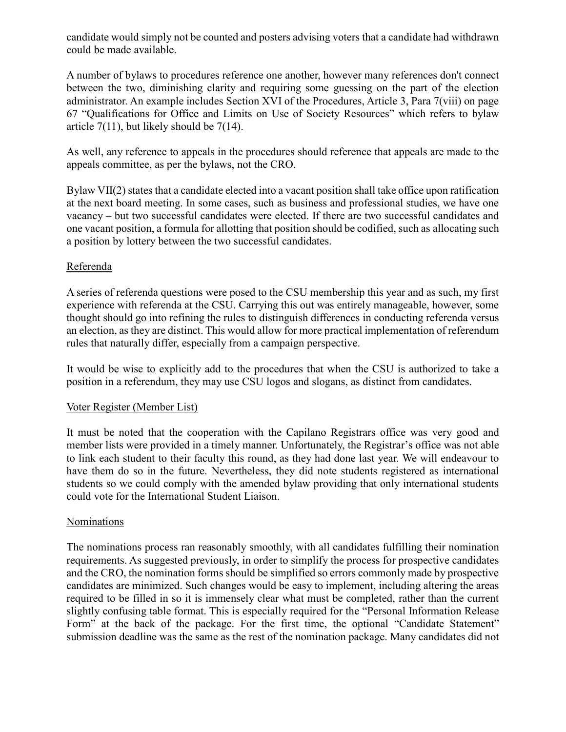candidate would simply not be counted and posters advising voters that a candidate had withdrawn could be made available.

A number of bylaws to procedures reference one another, however many references don't connect between the two, diminishing clarity and requiring some guessing on the part of the election administrator. An example includes Section XVI of the Procedures, Article 3, Para 7(viii) on page 67 "Qualifications for Office and Limits on Use of Society Resources" which refers to bylaw article 7(11), but likely should be 7(14).

As well, any reference to appeals in the procedures should reference that appeals are made to the appeals committee, as per the bylaws, not the CRO.

Bylaw VII(2) states that a candidate elected into a vacant position shall take office upon ratification at the next board meeting. In some cases, such as business and professional studies, we have one vacancy – but two successful candidates were elected. If there are two successful candidates and one vacant position, a formula for allotting that position should be codified, such as allocating such a position by lottery between the two successful candidates.

## Referenda

A series of referenda questions were posed to the CSU membership this year and as such, my first experience with referenda at the CSU. Carrying this out was entirely manageable, however, some thought should go into refining the rules to distinguish differences in conducting referenda versus an election, as they are distinct. This would allow for more practical implementation of referendum rules that naturally differ, especially from a campaign perspective.

It would be wise to explicitly add to the procedures that when the CSU is authorized to take a position in a referendum, they may use CSU logos and slogans, as distinct from candidates.

## Voter Register (Member List)

It must be noted that the cooperation with the Capilano Registrars office was very good and member lists were provided in a timely manner. Unfortunately, the Registrar's office was not able to link each student to their faculty this round, as they had done last year. We will endeavour to have them do so in the future. Nevertheless, they did note students registered as international students so we could comply with the amended bylaw providing that only international students could vote for the International Student Liaison.

## Nominations

The nominations process ran reasonably smoothly, with all candidates fulfilling their nomination requirements. As suggested previously, in order to simplify the process for prospective candidates and the CRO, the nomination forms should be simplified so errors commonly made by prospective candidates are minimized. Such changes would be easy to implement, including altering the areas required to be filled in so it is immensely clear what must be completed, rather than the current slightly confusing table format. This is especially required for the "Personal Information Release Form" at the back of the package. For the first time, the optional "Candidate Statement" submission deadline was the same as the rest of the nomination package. Many candidates did not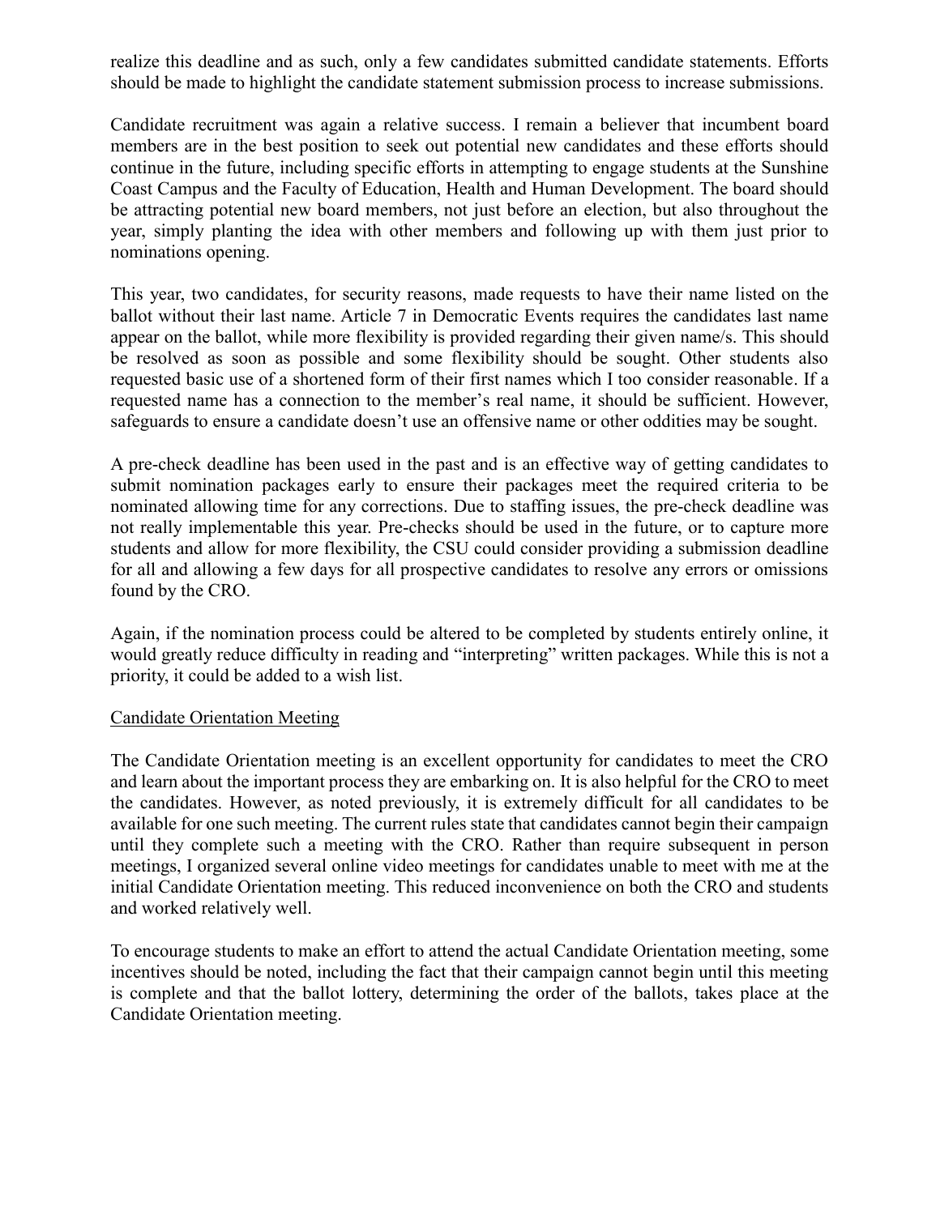realize this deadline and as such, only a few candidates submitted candidate statements. Efforts should be made to highlight the candidate statement submission process to increase submissions.

Candidate recruitment was again a relative success. I remain a believer that incumbent board members are in the best position to seek out potential new candidates and these efforts should continue in the future, including specific efforts in attempting to engage students at the Sunshine Coast Campus and the Faculty of Education, Health and Human Development. The board should be attracting potential new board members, not just before an election, but also throughout the year, simply planting the idea with other members and following up with them just prior to nominations opening.

This year, two candidates, for security reasons, made requests to have their name listed on the ballot without their last name. Article 7 in Democratic Events requires the candidates last name appear on the ballot, while more flexibility is provided regarding their given name/s. This should be resolved as soon as possible and some flexibility should be sought. Other students also requested basic use of a shortened form of their first names which I too consider reasonable. If a requested name has a connection to the member's real name, it should be sufficient. However, safeguards to ensure a candidate doesn't use an offensive name or other oddities may be sought.

A pre-check deadline has been used in the past and is an effective way of getting candidates to submit nomination packages early to ensure their packages meet the required criteria to be nominated allowing time for any corrections. Due to staffing issues, the pre-check deadline was not really implementable this year. Pre-checks should be used in the future, or to capture more students and allow for more flexibility, the CSU could consider providing a submission deadline for all and allowing a few days for all prospective candidates to resolve any errors or omissions found by the CRO.

Again, if the nomination process could be altered to be completed by students entirely online, it would greatly reduce difficulty in reading and "interpreting" written packages. While this is not a priority, it could be added to a wish list.

Candidate Orientation Meeting

The Candidate Orientation meeting is an excellent opportunity for candidates to meet the CRO and learn about the important process they are embarking on. It is also helpful for the CRO to meet the candidates. However, as noted previously, it is extremely difficult for all candidates to be available for one such meeting. The current rules state that candidates cannot begin their campaign until they complete such a meeting with the CRO. Rather than require subsequent in person meetings, I organized several online video meetings for candidates unable to meet with me at the initial Candidate Orientation meeting. This reduced inconvenience on both the CRO and students and worked relatively well.

To encourage students to make an effort to attend the actual Candidate Orientation meeting, some incentives should be noted, including the fact that their campaign cannot begin until this meeting is complete and that the ballot lottery, determining the order of the ballots, takes place at the Candidate Orientation meeting.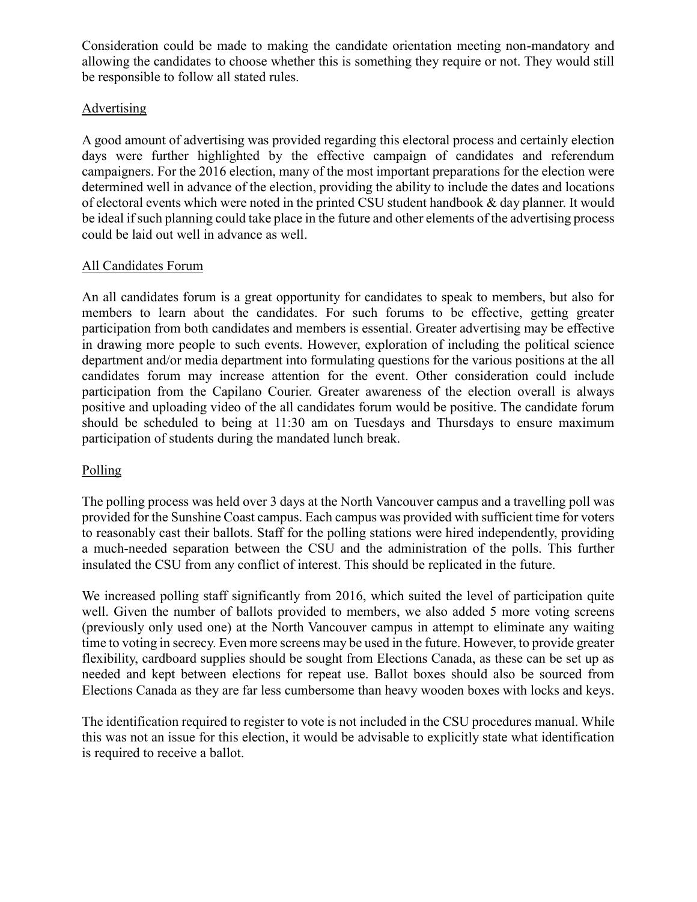Consideration could be made to making the candidate orientation meeting non-mandatory and allowing the candidates to choose whether this is something they require or not. They would still be responsible to follow all stated rules.

## Advertising

A good amount of advertising was provided regarding this electoral process and certainly election days were further highlighted by the effective campaign of candidates and referendum campaigners. For the 2016 election, many of the most important preparations for the election were determined well in advance of the election, providing the ability to include the dates and locations of electoral events which were noted in the printed CSU student handbook & day planner. It would be ideal if such planning could take place in the future and other elements of the advertising process could be laid out well in advance as well.

## All Candidates Forum

An all candidates forum is a great opportunity for candidates to speak to members, but also for members to learn about the candidates. For such forums to be effective, getting greater participation from both candidates and members is essential. Greater advertising may be effective in drawing more people to such events. However, exploration of including the political science department and/or media department into formulating questions for the various positions at the all candidates forum may increase attention for the event. Other consideration could include participation from the Capilano Courier. Greater awareness of the election overall is always positive and uploading video of the all candidates forum would be positive. The candidate forum should be scheduled to being at 11:30 am on Tuesdays and Thursdays to ensure maximum participation of students during the mandated lunch break.

## Polling

The polling process was held over 3 days at the North Vancouver campus and a travelling poll was provided for the Sunshine Coast campus. Each campus was provided with sufficient time for voters to reasonably cast their ballots. Staff for the polling stations were hired independently, providing a much-needed separation between the CSU and the administration of the polls. This further insulated the CSU from any conflict of interest. This should be replicated in the future.

We increased polling staff significantly from 2016, which suited the level of participation quite well. Given the number of ballots provided to members, we also added 5 more voting screens (previously only used one) at the North Vancouver campus in attempt to eliminate any waiting time to voting in secrecy. Even more screens may be used in the future. However, to provide greater flexibility, cardboard supplies should be sought from Elections Canada, as these can be set up as needed and kept between elections for repeat use. Ballot boxes should also be sourced from Elections Canada as they are far less cumbersome than heavy wooden boxes with locks and keys.

The identification required to register to vote is not included in the CSU procedures manual. While this was not an issue for this election, it would be advisable to explicitly state what identification is required to receive a ballot.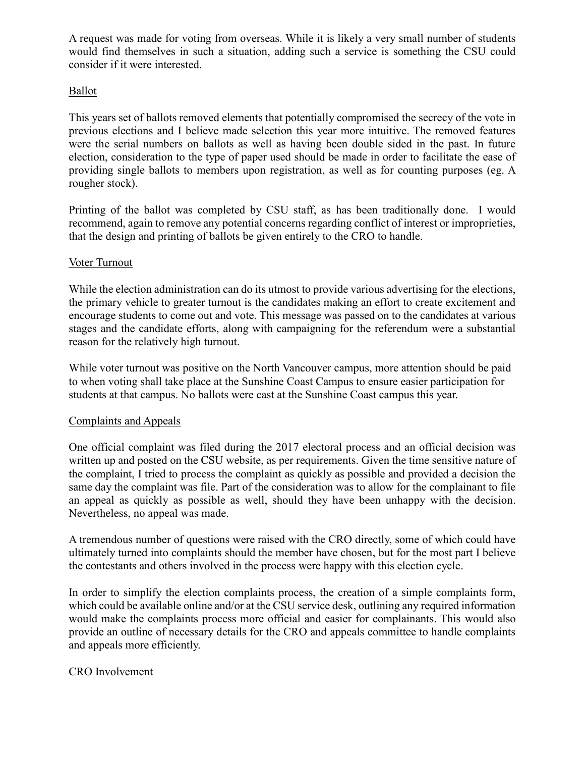A request was made for voting from overseas. While it is likely a very small number of students would find themselves in such a situation, adding such a service is something the CSU could consider if it were interested.

<u>Ballot</u>

This years set of ballots removed elements that potentially compromised the secrecy of the vote in previous elections and I believe made selection this year more intuitive. The removed features were the serial numbers on ballots as well as having been double sided in the past. In future election, consideration to the type of paper used should be made in order to facilitate the ease of providing single ballots to members upon registration, as well as for counting purposes (eg. A rougher stock).

Printing of the ballot was completed by CSU staff, as has been traditionally done. I would recommend, again to remove any potential concerns regarding conflict of interest or improprieties, that the design and printing of ballots be given entirely to the CRO to handle.

<u>Voter Turnout</u>

While the election administration can do its utmost to provide various advertising for the elections, the primary vehicle to greater turnout is the candidates making an effort to create excitement and encourage students to come out and vote. This message was passed on to the candidates at various stages and the candidate efforts, along with campaigning for the referendum were a substantial reason for the relatively high turnout.

While voter turnout was positive on the North Vancouver campus, more attention should be paid to when voting shall take place at the Sunshine Coast Campus to ensure easier participation for students at that campus. No ballots were cast at the Sunshine Coast campus this year.

<u>Complaints and Appeals</u>

One official complaint was filed during the 2017 electoral process and an official decision was written up and posted on the CSU website, as per requirements. Given the time sensitive nature of the complaint, I tried to process the complaint as quickly as possible and provided a decision the same day the complaint was file. Part of the consideration was to allow for the complainant to file an appeal as quickly as possible as well, should they have been unhappy with the decision. Nevertheless, no appeal was made.

A tremendous number of questions were raised with the CRO directly, some of which could have ultimately turned into complaints should the member have chosen, but for the most part I believe the contestants and others involved in the process were happy with this election cycle.

In order to simplify the election complaints process, the creation of a simple complaints form, which could be available online and/or at the CSU service desk, outlining any required information would make the complaints process more official and easier for complainants. This would also provide an outline of necessary details for the CRO and appeals committee to handle complaints and appeals more efficiently.

<u>CRO Involvement</u>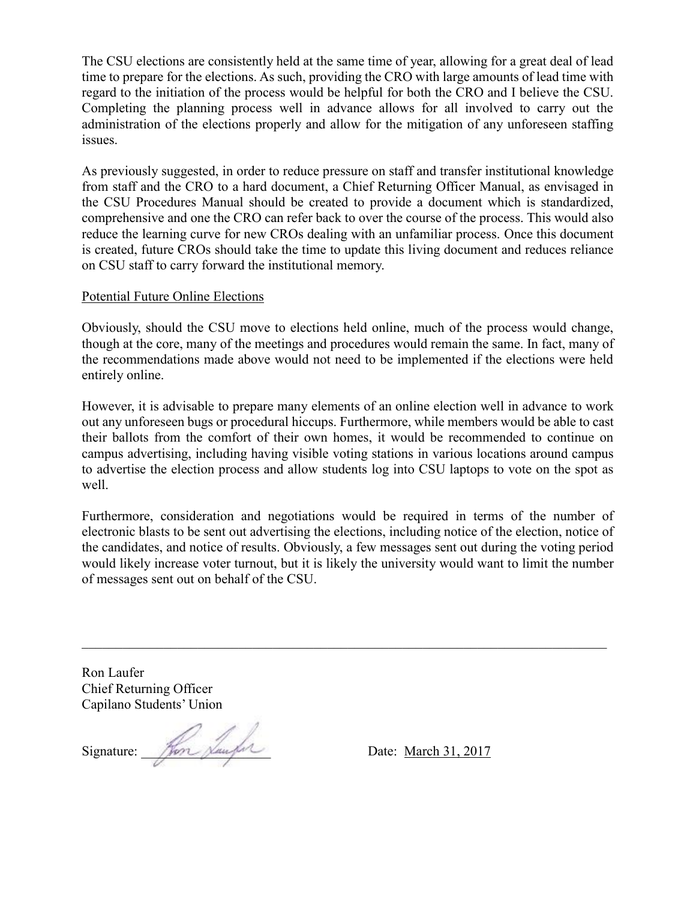The CSU elections are consistently held at the same time of year, allowing for a great deal of lead time to prepare for the elections. As such, providing the CRO with large amounts of lead time with regard to the initiation of the process would be helpful for both the CRO and I believe the CSU. Completing the planning process well in advance allows for all involved to carry out the administration of the elections properly and allow for the mitigation of any unforeseen staffing issues.

As previously suggested, in order to reduce pressure on staff and transfer institutional knowledge from staff and the CRO to a hard document, a Chief Returning Officer Manual, as envisaged in the CSU Procedures Manual should be created to provide a document which is standardized, comprehensive and one the CRO can refer back to over the course of the process. This would also reduce the learning curve for new CROs dealing with an unfamiliar process. Once this document is created, future CROs should take the time to update this living document and reduces reliance on CSU staff to carry forward the institutional memory.

<u>Potential Future Online Elections</u>

Obviously, should the CSU move to elections held online, much of the process would change, though at the core, many of the meetings and procedures would remain the same. In fact, many of the recommendations made above would not need to be implemented if the elections were held entirely online.

However, it is advisable to prepare many elements of an online election well in advance to work out any unforeseen bugs or procedural hiccups. Furthermore, while members would be able to cast their ballots from the comfort of their own homes, it would be recommended to continue on campus advertising, including having visible voting stations in various locations around campus to advertise the election process and allow students log into CSU laptops to vote on the spot as well.

Furthermore, consideration and negotiations would be required in terms of the number of electronic blasts to be sent out advertising the elections, including notice of the election, notice of the candidates, and notice of results. Obviously, a few messages sent out during the voting period would likely increase voter turnout, but it is likely the university would want to limit the number of messages sent out on behalf of the CSU.

---

Ron Laufer
Chief Returning Officer
Capilano Students' Union

Signature: ______________ Date: March 31, 2017